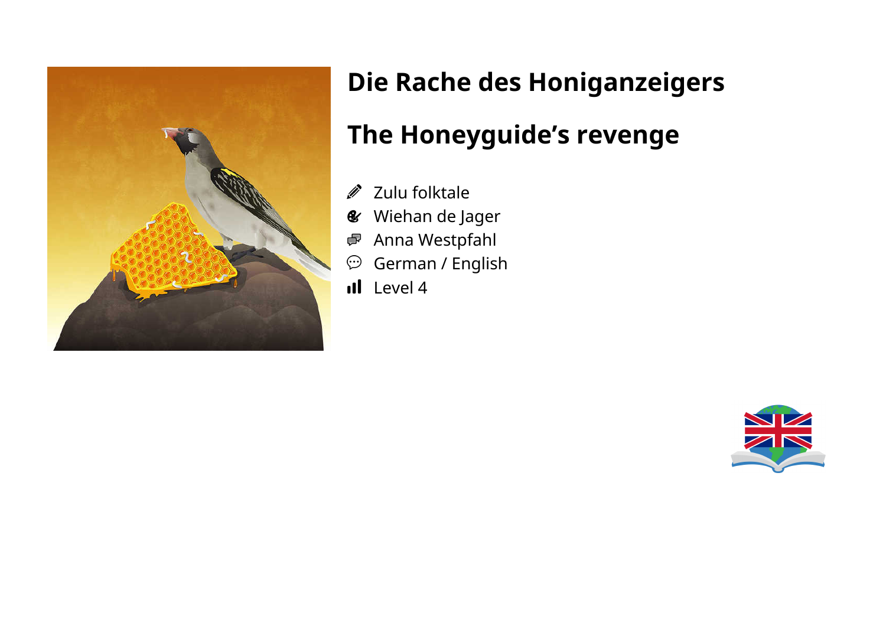# Die Rache des Honiganzeigers

# The Honeyguide's revenge

- Zulu folktale
- Wiehan de Jager
- Anna Westpfahl
- German / English
- Level 4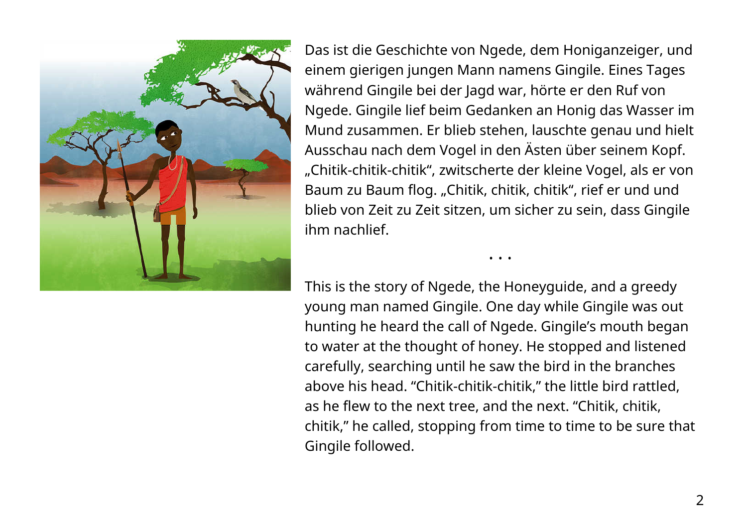Das ist die Geschichte von Ngede, dem Honiganzeiger, und einem gierigen jungen Mann namens Gingile. Eines Tages während Gingile bei der Jagd war, hörte er den Ruf von Ngede. Gingile lief beim Gedanken an Honig das Wasser im Mund zusammen. Er blieb stehen, lauschte genau und hielt Ausschau nach dem Vogel in den Ästen über seinem Kopf. „Chitik-chitik-chitik", zwitscherte der kleine Vogel, als er von Baum zu Baum flog. „Chitik, chitik, chitik", rief er und und blieb von Zeit zu Zeit sitzen, um sicher zu sein, dass Gingile ihm nachlief.

• • •

This is the story of Ngede, the Honeyguide, and a greedy young man named Gingile. One day while Gingile was out hunting he heard the call of Ngede. Gingile's mouth began to water at the thought of honey. He stopped and listened carefully, searching until he saw the bird in the branches above his head. "Chitik-chitik-chitik," the little bird rattled, as he flew to the next tree, and the next. "Chitik, chitik, chitik," he called, stopping from time to time to be sure that Gingile followed.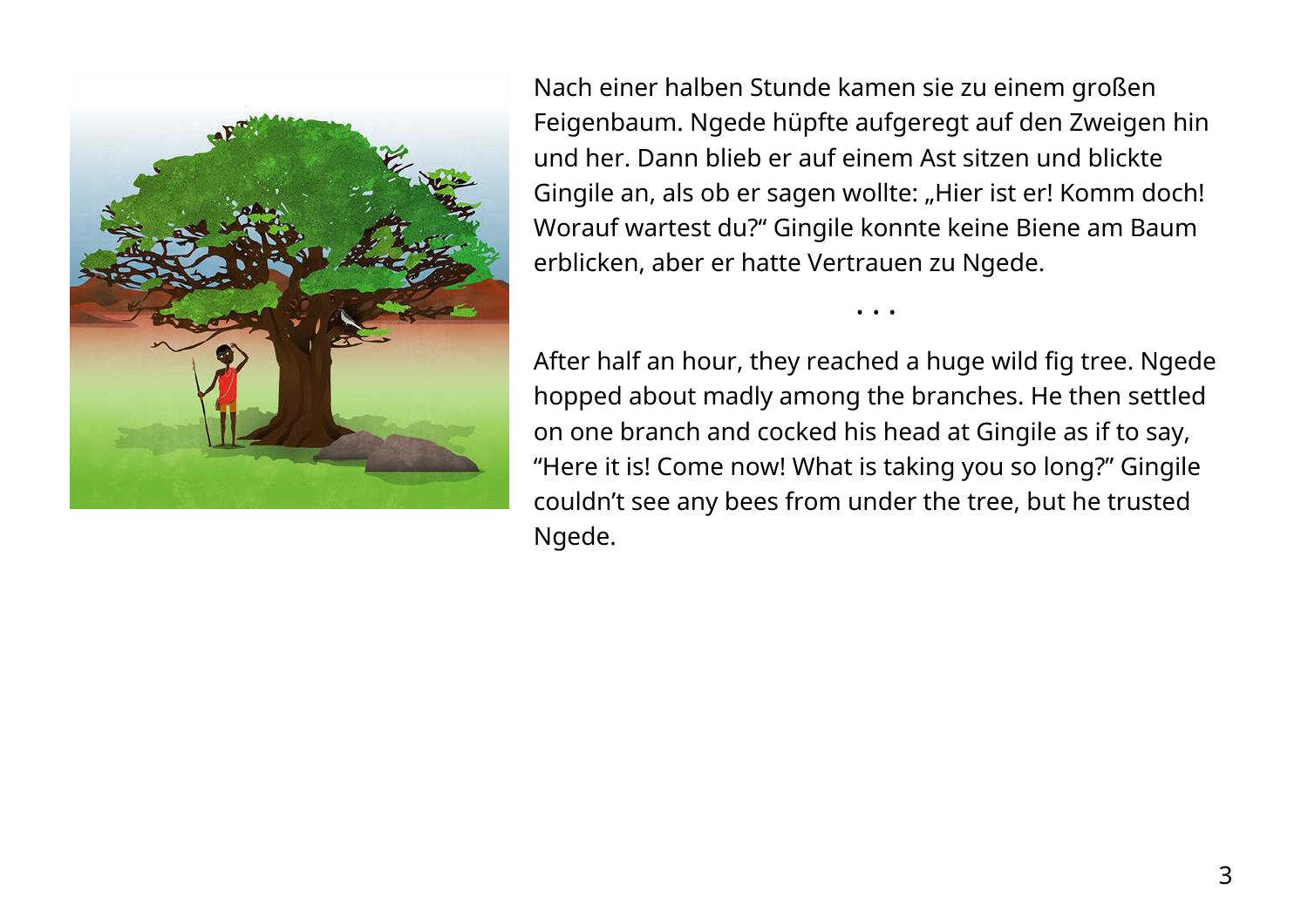Nach einer halben Stunde kamen sie zu einem großen Feigenbaum. Ngede hüpfte aufgeregt auf den Zweigen hin und her. Dann blieb er auf einem Ast sitzen und blickte Gingile an, als ob er sagen wollte: „Hier ist er! Komm doch! Worauf wartest du?“ Gingile konnte keine Biene am Baum erblicken, aber er hatte Vertrauen zu Ngede.

• • •

After half an hour, they reached a huge wild fig tree. Ngede hopped about madly among the branches. He then settled on one branch and cocked his head at Gingile as if to say, “Here it is! Come now! What is taking you so long?” Gingile couldn’t see any bees from under the tree, but he trusted Ngede.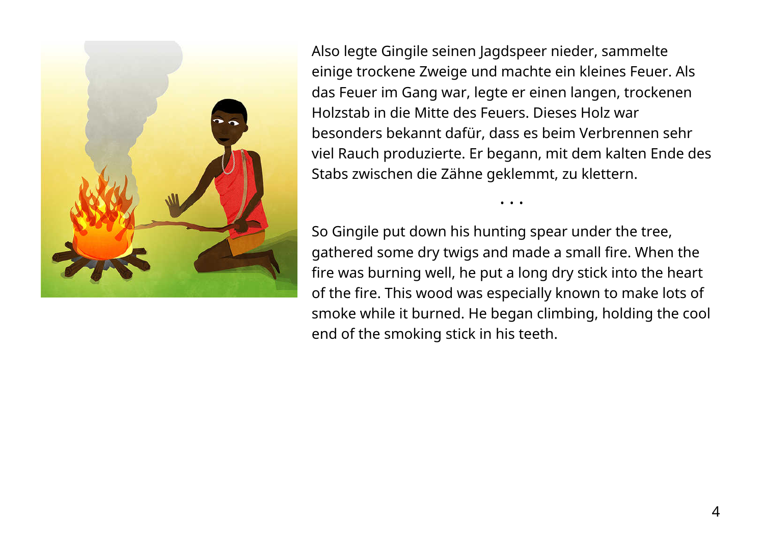Also legte Gingile seinen Jagdspeer nieder, sammelte einige trockene Zweige und machte ein kleines Feuer. Als das Feuer im Gang war, legte er einen langen, trockenen Holzstab in die Mitte des Feuers. Dieses Holz war besonders bekannt dafür, dass es beim Verbrennen sehr viel Rauch produzierte. Er begann, mit dem kalten Ende des Stabs zwischen die Zähne geklemmt, zu klettern.

• • •

So Gingile put down his hunting spear under the tree, gathered some dry twigs and made a small fire. When the fire was burning well, he put a long dry stick into the heart of the fire. This wood was especially known to make lots of smoke while it burned. He began climbing, holding the cool end of the smoking stick in his teeth.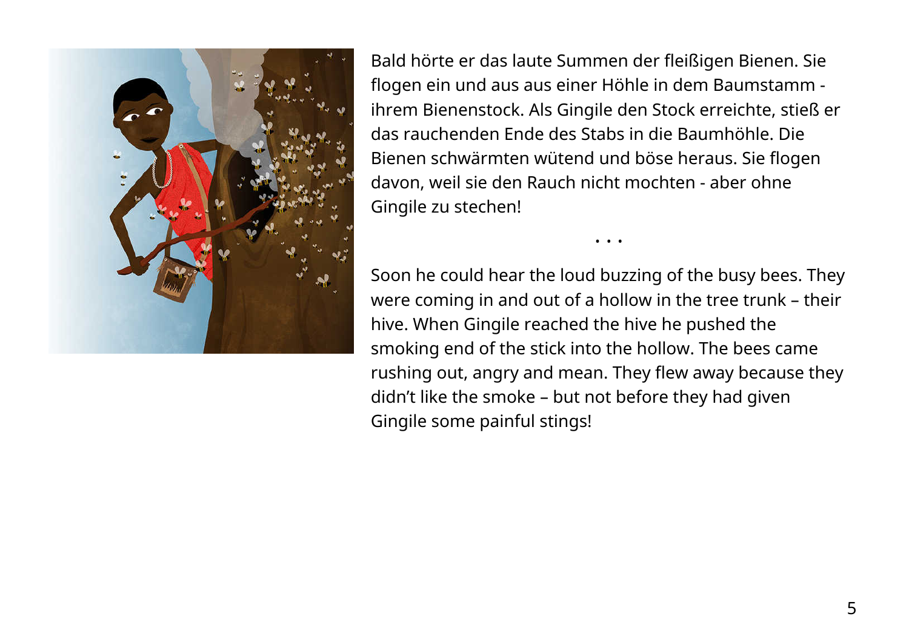Bald hörte er das laute Summen der fleißigen Bienen. Sie flogen ein und aus aus einer Höhle in dem Baumstamm - ihrem Bienenstock. Als Gingile den Stock erreichte, stieß er das rauchenden Ende des Stabs in die Baumhöhle. Die Bienen schwärmten wütend und böse heraus. Sie flogen davon, weil sie den Rauch nicht mochten - aber ohne Gingile zu stechen!

• • •

Soon he could hear the loud buzzing of the busy bees. They were coming in and out of a hollow in the tree trunk – their hive. When Gingile reached the hive he pushed the smoking end of the stick into the hollow. The bees came rushing out, angry and mean. They flew away because they didn't like the smoke – but not before they had given Gingile some painful stings!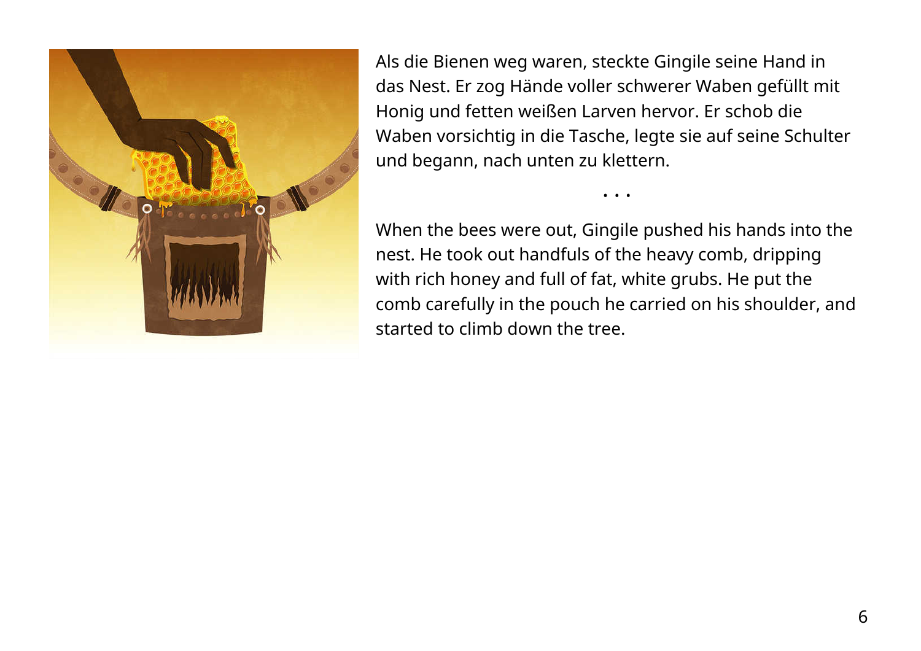Als die Bienen weg waren, steckte Gingile seine Hand in das Nest. Er zog Hände voller schwerer Waben gefüllt mit Honig und fetten weißen Larven hervor. Er schob die Waben vorsichtig in die Tasche, legte sie auf seine Schulter und begann, nach unten zu klettern.

• • •

When the bees were out, Gingile pushed his hands into the nest. He took out handfuls of the heavy comb, dripping with rich honey and full of fat, white grubs. He put the comb carefully in the pouch he carried on his shoulder, and started to climb down the tree.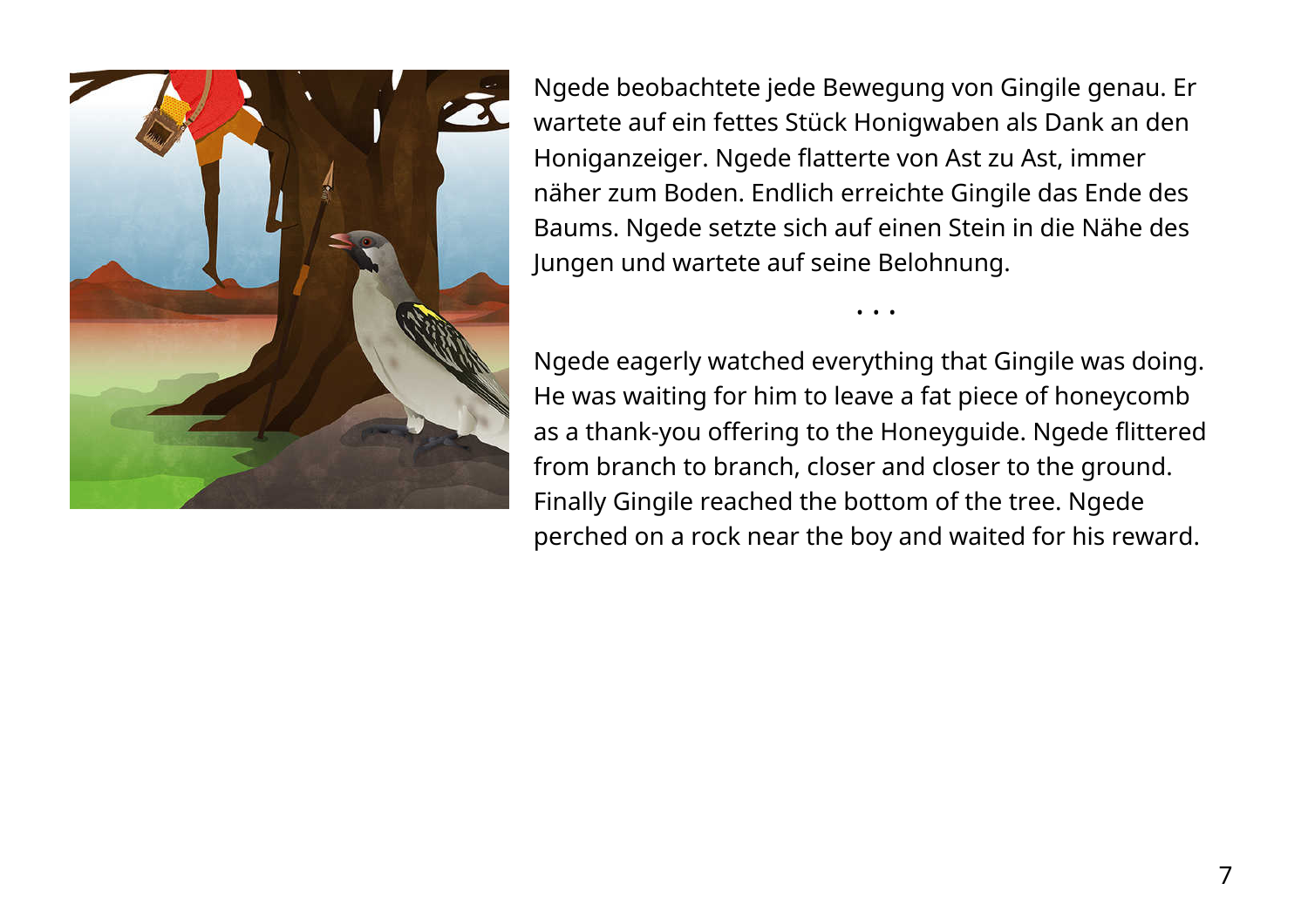Ngede beobachtete jede Bewegung von Gingile genau. Er wartete auf ein fettes Stück Honigwaben als Dank an den Honiganzeiger. Ngede flatterte von Ast zu Ast, immer näher zum Boden. Endlich erreichte Gingile das Ende des Baums. Ngede setzte sich auf einen Stein in die Nähe des Jungen und wartete auf seine Belohnung.

• • •

Ngede eagerly watched everything that Gingile was doing. He was waiting for him to leave a fat piece of honeycomb as a thank-you offering to the Honeyguide. Ngede flittered from branch to branch, closer and closer to the ground. Finally Gingile reached the bottom of the tree. Ngede perched on a rock near the boy and waited for his reward.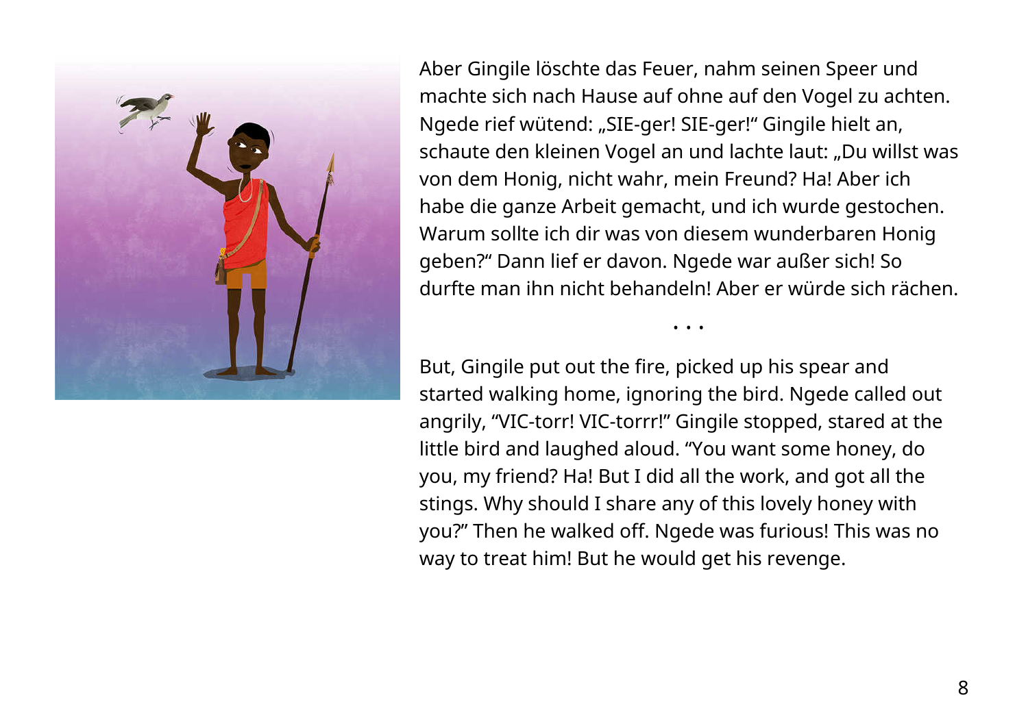Aber Gingile löschte das Feuer, nahm seinen Speer und machte sich nach Hause auf ohne auf den Vogel zu achten. Ngede rief wütend: „SIE-ger! SIE-ger!“ Gingile hielt an, schaute den kleinen Vogel an und lachte laut: „Du willst was von dem Honig, nicht wahr, mein Freund? Ha! Aber ich habe die ganze Arbeit gemacht, und ich wurde gestochen. Warum sollte ich dir was von diesem wunderbaren Honig geben?“ Dann lief er davon. Ngede war außer sich! So durfte man ihn nicht behandeln! Aber er würde sich rächen.

• • •

But, Gingile put out the fire, picked up his spear and started walking home, ignoring the bird. Ngede called out angrily, “VIC-torr! VIC-torrr!” Gingile stopped, stared at the little bird and laughed aloud. “You want some honey, do you, my friend? Ha! But I did all the work, and got all the stings. Why should I share any of this lovely honey with you?” Then he walked off. Ngede was furious! This was no way to treat him! But he would get his revenge.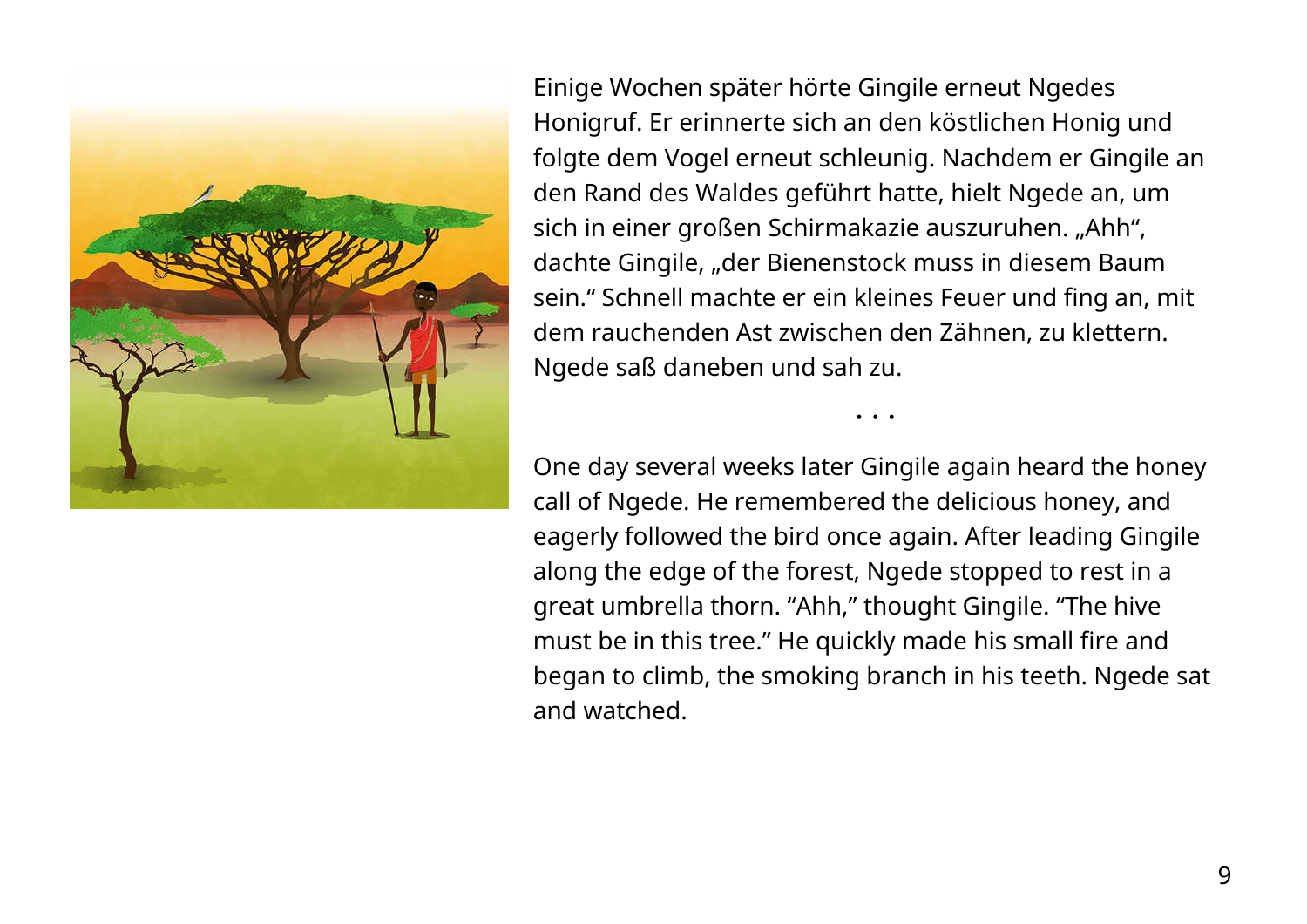Einige Wochen später hörte Gingile erneut Ngedes Honigruf. Er erinnerte sich an den köstlichen Honig und folgte dem Vogel erneut schleunig. Nachdem er Gingile an den Rand des Waldes geführt hatte, hielt Ngede an, um sich in einer großen Schirmakazie auszuruhen. „Ahh“, dachte Gingile, „der Bienenstock muss in diesem Baum sein.“ Schnell machte er ein kleines Feuer und fing an, mit dem rauchenden Ast zwischen den Zähnen, zu klettern. Ngede saß daneben und sah zu.

• • •

One day several weeks later Gingile again heard the honey call of Ngede. He remembered the delicious honey, and eagerly followed the bird once again. After leading Gingile along the edge of the forest, Ngede stopped to rest in a great umbrella thorn. “Ahh,” thought Gingile. “The hive must be in this tree.” He quickly made his small fire and began to climb, the smoking branch in his teeth. Ngede sat and watched.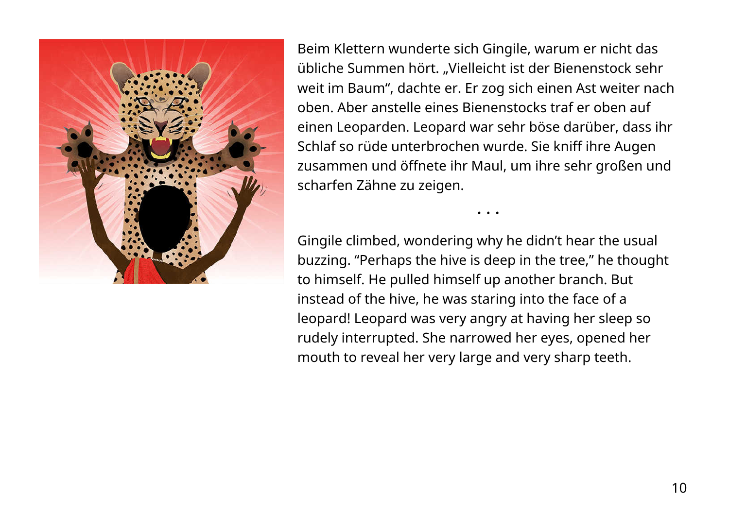Beim Klettern wunderte sich Gingile, warum er nicht das übliche Summen hört. „Vielleicht ist der Bienenstock sehr weit im Baum“, dachte er. Er zog sich einen Ast weiter nach oben. Aber anstelle eines Bienenstocks traf er oben auf einen Leoparden. Leopard war sehr böse darüber, dass ihr Schlaf so rüde unterbrochen wurde. Sie kniff ihre Augen zusammen und öffnete ihr Maul, um ihre sehr großen und scharfen Zähne zu zeigen.

• • •

Gingile climbed, wondering why he didn’t hear the usual buzzing. “Perhaps the hive is deep in the tree,” he thought to himself. He pulled himself up another branch. But instead of the hive, he was staring into the face of a leopard! Leopard was very angry at having her sleep so rudely interrupted. She narrowed her eyes, opened her mouth to reveal her very large and very sharp teeth.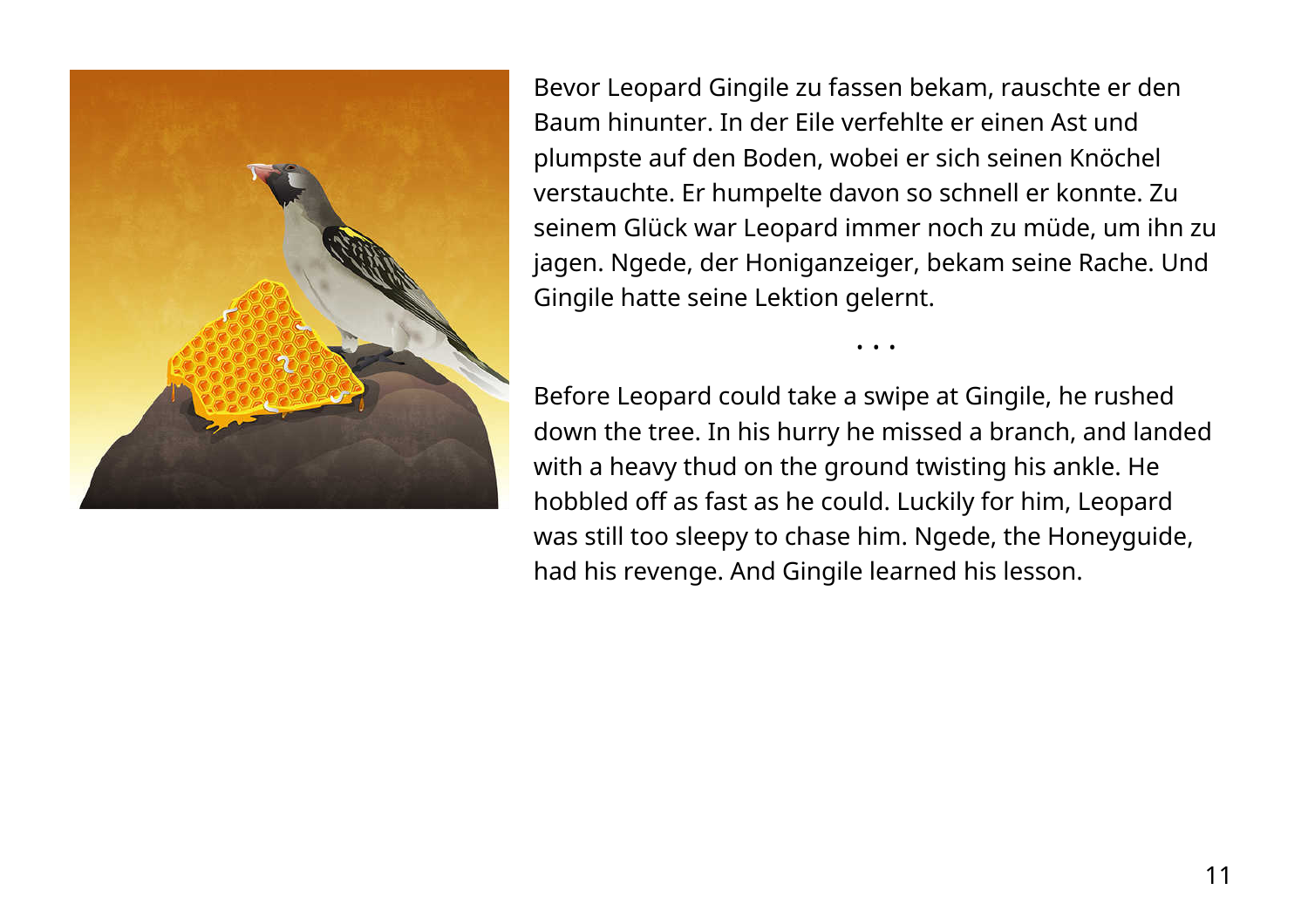Bevor Leopard Gingile zu fassen bekam, rauschte er den Baum hinunter. In der Eile verfehlte er einen Ast und plumpste auf den Boden, wobei er sich seinen Knöchel verstauchte. Er humpelte davon so schnell er konnte. Zu seinem Glück war Leopard immer noch zu müde, um ihn zu jagen. Ngede, der Honiganzeiger, bekam seine Rache. Und Gingile hatte seine Lektion gelernt.

• • •

Before Leopard could take a swipe at Gingile, he rushed down the tree. In his hurry he missed a branch, and landed with a heavy thud on the ground twisting his ankle. He hobbled off as fast as he could. Luckily for him, Leopard was still too sleepy to chase him. Ngede, the Honeyguide, had his revenge. And Gingile learned his lesson.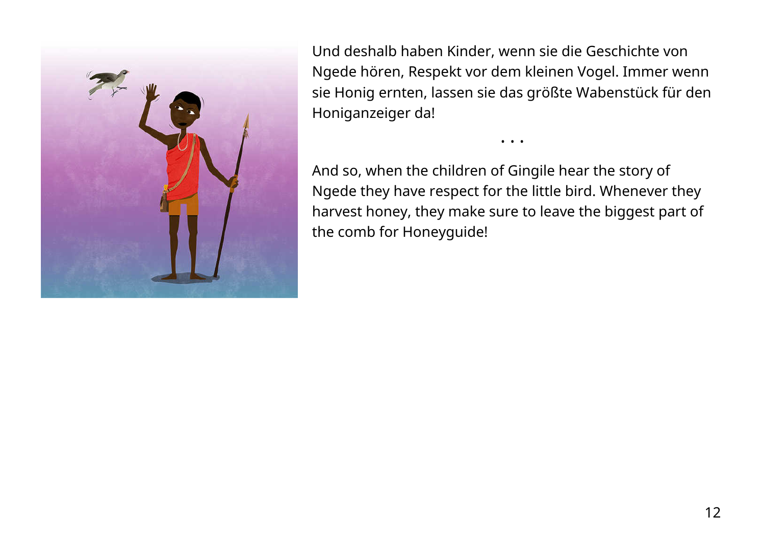Und deshalb haben Kinder, wenn sie die Geschichte von Ngede hören, Respekt vor dem kleinen Vogel. Immer wenn sie Honig ernten, lassen sie das größte Wabenstück für den Honiganzeiger da!

• • •

And so, when the children of Gingile hear the story of Ngede they have respect for the little bird. Whenever they harvest honey, they make sure to leave the biggest part of the comb for Honeyguide!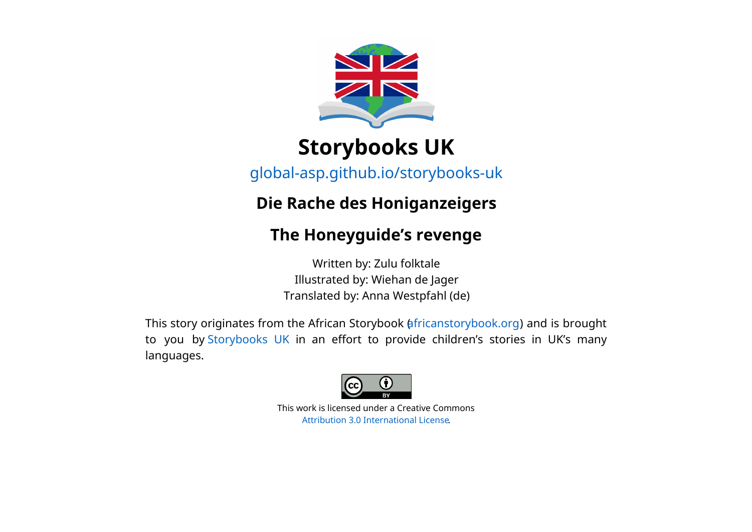# Storybooks UK

global-asp.github.io/storybooks-uk

## Die Rache des Honiganzeigers

## The Honeyguide’s revenge

Written by: Zulu folktale
Illustrated by: Wiehan de Jager
Translated by: Anna Westpfahl (de)

This story originates from the African Storybook (africanstorybook.org) and is brought to you by Storybooks UK in an effort to provide children’s stories in UK’s many languages.

This work is licensed under a Creative Commons Attribution 3.0 International License.